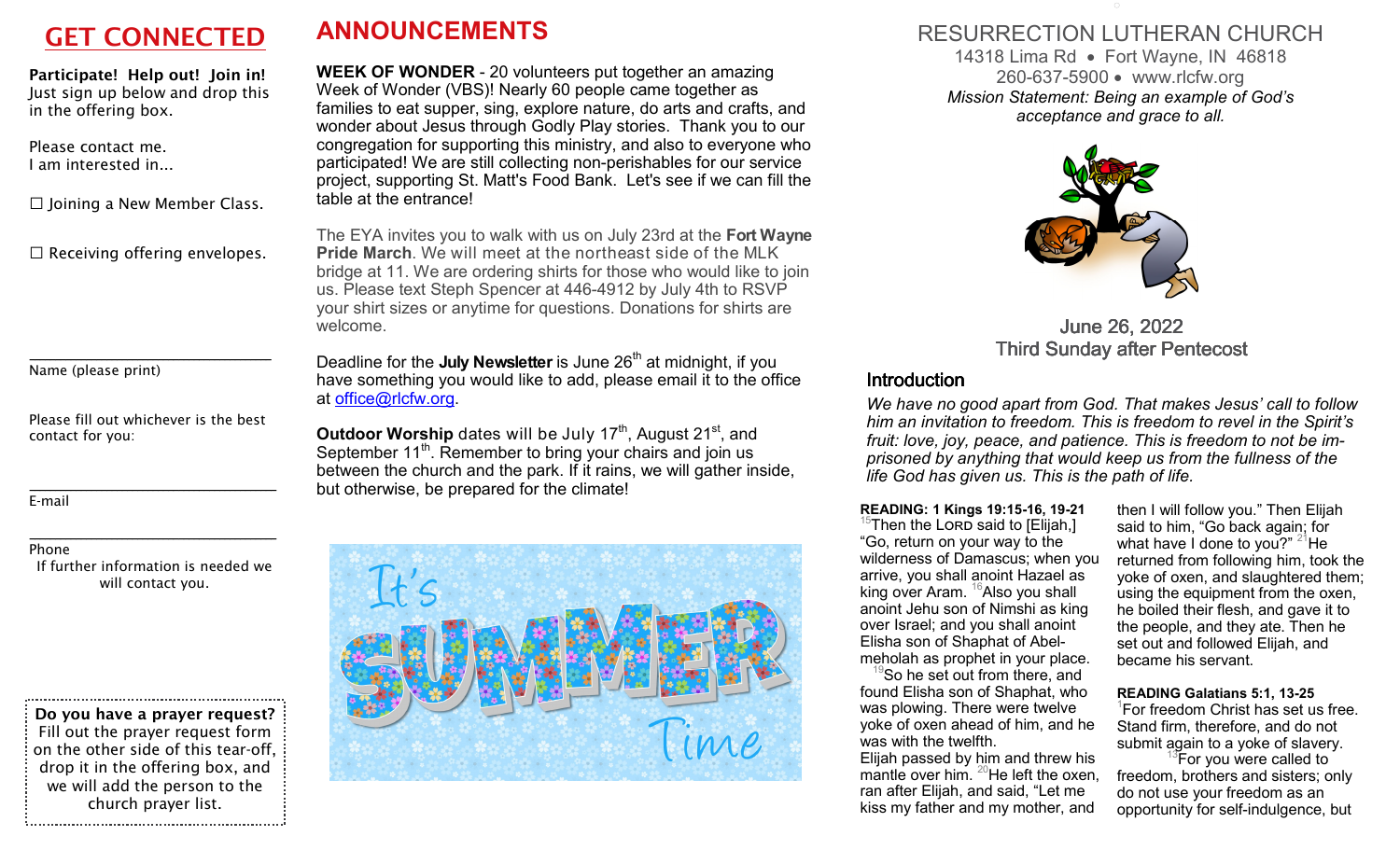## GET CONNECTED

**Participate! Help out! Join in!** Just sign up below and drop this in the offering box.

Please contact me.
I am interested in...

☐ Joining a New Member Class.

☐ Receiving offering envelopes.

Name (please print)

Please fill out whichever is the best contact for you:

E-mail

Phone
If further information is needed we will contact you.

**Do you have a prayer request?**
Fill out the prayer request form on the other side of this tear-off, drop it in the offering box, and we will add the person to the church prayer list.

## ANNOUNCEMENTS

**WEEK OF WONDER** - 20 volunteers put together an amazing Week of Wonder (VBS)! Nearly 60 people came together as families to eat supper, sing, explore nature, do arts and crafts, and wonder about Jesus through Godly Play stories. Thank you to our congregation for supporting this ministry, and also to everyone who participated! We are still collecting non-perishables for our service project, supporting St. Matt's Food Bank. Let's see if we can fill the table at the entrance!

The EYA invites you to walk with us on July 23rd at the **Fort Wayne Pride March**. We will meet at the northeast side of the MLK bridge at 11. We are ordering shirts for those who would like to join us. Please text Steph Spencer at 446-4912 by July 4th to RSVP your shirt sizes or anytime for questions. Donations for shirts are welcome.

Deadline for the **July Newsletter** is June 26th at midnight, if you have something you would like to add, please email it to the office at office@rlcfw.org.

**Outdoor Worship** dates will be July 17th, August 21st, and September 11th. Remember to bring your chairs and join us between the church and the park. If it rains, we will gather inside, but otherwise, be prepared for the climate!

It's SUMMER Time

# RESURRECTION LUTHERAN CHURCH

14318 Lima Rd • Fort Wayne, IN 46818
260-637-5900 • www.rlcfw.org
*Mission Statement: Being an example of God's acceptance and grace to all.*

June 26, 2022
Third Sunday after Pentecost

### Introduction

*We have no good apart from God. That makes Jesus' call to follow him an invitation to freedom. This is freedom to revel in the Spirit's fruit: love, joy, peace, and patience. This is freedom to not be imprisoned by anything that would keep us from the fullness of the life God has given us. This is the path of life.*

**READING: 1 Kings 19:15-16, 19-21**
[15]Then the LORD said to [Elijah,] "Go, return on your way to the wilderness of Damascus; when you arrive, you shall anoint Hazael as king over Aram. [16]Also you shall anoint Jehu son of Nimshi as king over Israel; and you shall anoint Elisha son of Shaphat of Abel-meholah as prophet in your place.
[19]So he set out from there, and found Elisha son of Shaphat, who was plowing. There were twelve yoke of oxen ahead of him, and he was with the twelfth. Elijah passed by him and threw his mantle over him. [20]He left the oxen, ran after Elijah, and said, "Let me kiss my father and my mother, and then I will follow you." Then Elijah said to him, "Go back again; for what have I done to you?" [21]He returned from following him, took the yoke of oxen, and slaughtered them; using the equipment from the oxen, he boiled their flesh, and gave it to the people, and they ate. Then he set out and followed Elijah, and became his servant.

**READING Galatians 5:1, 13-25**
[1]For freedom Christ has set us free. Stand firm, therefore, and do not submit again to a yoke of slavery.
[13]For you were called to freedom, brothers and sisters; only do not use your freedom as an opportunity for self-indulgence, but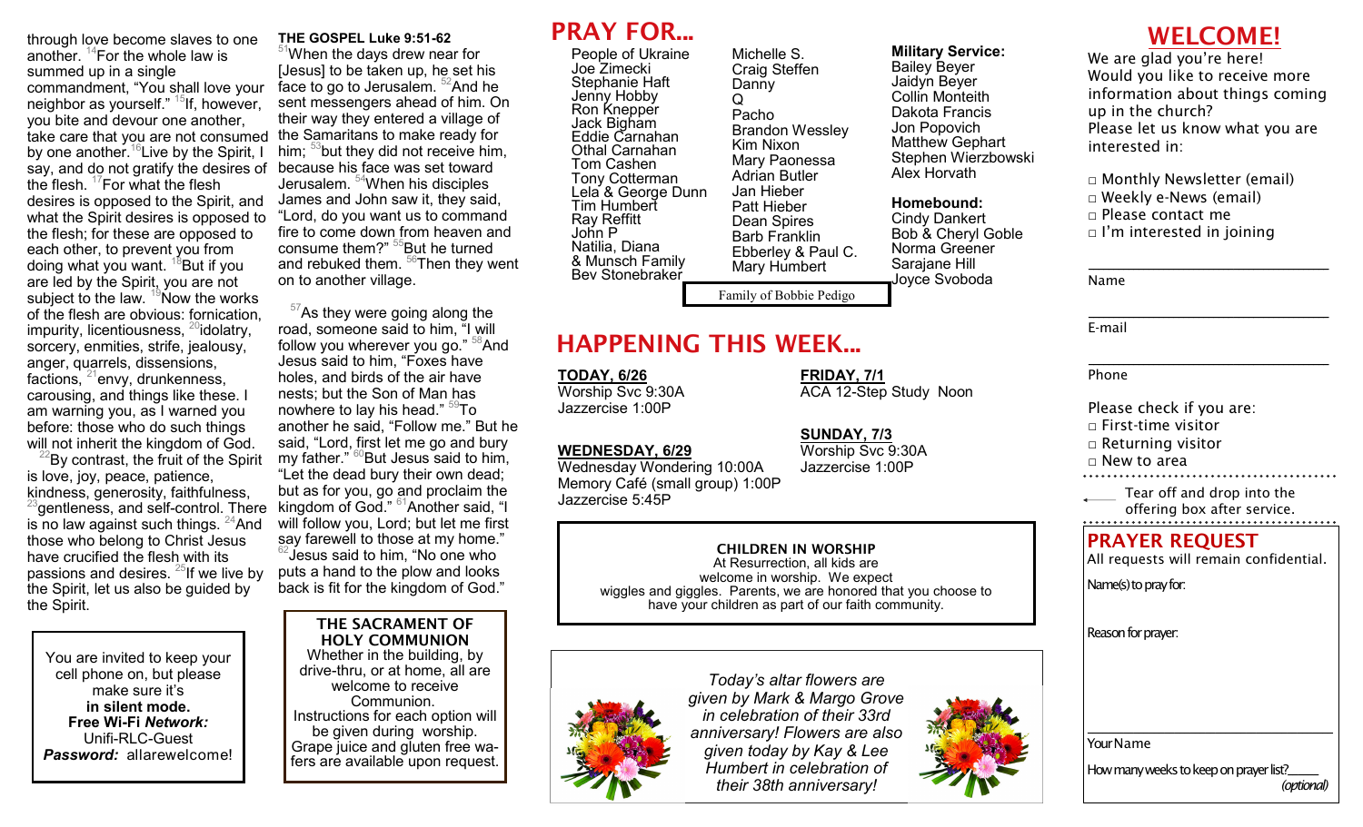through love become slaves to one another. [14]For the whole law is summed up in a single commandment, "You shall love your neighbor as yourself." [15]If, however, you bite and devour one another, take care that you are not consumed by one another. [16]Live by the Spirit, I say, and do not gratify the desires of the flesh. [17]For what the flesh desires is opposed to the Spirit, and what the Spirit desires is opposed to the flesh; for these are opposed to each other, to prevent you from doing what you want. [18]But if you are led by the Spirit, you are not subject to the law. [19]Now the works of the flesh are obvious: fornication, impurity, licentiousness, [20]idolatry, sorcery, enmities, strife, jealousy, anger, quarrels, dissensions, factions, [21]envy, drunkenness, carousing, and things like these. I am warning you, as I warned you before: those who do such things will not inherit the kingdom of God.

[22]By contrast, the fruit of the Spirit is love, joy, peace, patience, kindness, generosity, faithfulness, [23]gentleness, and self-control. There is no law against such things. [24]And those who belong to Christ Jesus have crucified the flesh with its passions and desires. [25]If we live by the Spirit, let us also be guided by the Spirit.

You are invited to keep your cell phone on, but please make sure it's **in silent mode.**
**Free Wi-Fi *Network:*** Unifi-RLC-Guest
***Password:*** allarewelcome!

**THE GOSPEL Luke 9:51-62**

[51]When the days drew near for [Jesus] to be taken up, he set his face to go to Jerusalem. [52]And he sent messengers ahead of him. On their way they entered a village of the Samaritans to make ready for him; [53]but they did not receive him, because his face was set toward Jerusalem. [54]When his disciples James and John saw it, they said, "Lord, do you want us to command fire to come down from heaven and consume them?" [55]But he turned and rebuked them. [56]Then they went on to another village.

[57]As they were going along the road, someone said to him, "I will follow you wherever you go." [58]And Jesus said to him, "Foxes have holes, and birds of the air have nests; but the Son of Man has nowhere to lay his head." [59]To another he said, "Follow me." But he said, "Lord, first let me go and bury my father." [60]But Jesus said to him, "Let the dead bury their own dead; but as for you, go and proclaim the kingdom of God." [61]Another said, "I will follow you, Lord; but let me first say farewell to those at my home." [62]Jesus said to him, "No one who puts a hand to the plow and looks back is fit for the kingdom of God."

**THE SACRAMENT OF HOLY COMMUNION**
Whether in the building, by drive-thru, or at home, all are welcome to receive Communion. Instructions for each option will be given during worship. Grape juice and gluten free wafers are available upon request.

# PRAY FOR…

People of Ukraine
Joe Zimecki
Stephanie Haft
Jenny Hobby
Ron Knepper
Jack Bigham
Eddie Carnahan
Othal Carnahan
Tom Cashen
Tony Cotterman
Lela & George Dunn
Tim Humbert
Ray Reffitt
John P
Natilia, Diana
& Munsch Family
Bev Stonebraker

Michelle S.
Craig Steffen
Danny
Q
Pacho
Brandon Wessley
Kim Nixon
Mary Paonessa
Adrian Butler
Jan Hieber
Patt Hieber
Dean Spires
Barb Franklin
Ebberley & Paul C.
Mary Humbert

Family of Bobbie Pedigo

**Military Service:**
Bailey Beyer
Jaidyn Beyer
Collin Monteith
Dakota Francis
Jon Popovich
Matthew Gephart
Stephen Wierzbowski
Alex Horvath

**Homebound:**
Cindy Dankert
Bob & Cheryl Goble
Norma Greener
Sarajane Hill
Joyce Svoboda

# HAPPENING THIS WEEK…

**TODAY, 6/26**
Worship Svc 9:30A
Jazzercise 1:00P

**WEDNESDAY, 6/29**
Wednesday Wondering 10:00A
Memory Café (small group) 1:00P
Jazzercise 5:45P

**FRIDAY, 7/1**
ACA 12-Step Study Noon

**SUNDAY, 7/3**
Worship Svc 9:30A
Jazzercise 1:00P

**CHILDREN IN WORSHIP**
At Resurrection, all kids are welcome in worship. We expect wiggles and giggles. Parents, we are honored that you choose to have your children as part of our faith community.

*Today's altar flowers are given by Mark & Margo Grove in celebration of their 33rd anniversary! Flowers are also given today by Kay & Lee Humbert in celebration of their 38th anniversary!*

# WELCOME!

We are glad you're here!
Would you like to receive more information about things coming up in the church?
Please let us know what you are interested in:

- □ Monthly Newsletter (email)
- □ Weekly e-News (email)
- □ Please contact me
- □ I'm interested in joining

_______________________
Name

_______________________
E-mail

_______________________
Phone

Please check if you are:
- □ First-time visitor
- □ Returning visitor
- □ New to area

Tear off and drop into the offering box after service.

## PRAYER REQUEST

All requests will remain confidential.

Name(s) to pray for:

Reason for prayer:

_______________________
Your Name

How many weeks to keep on prayer list?_____
*(optional)*